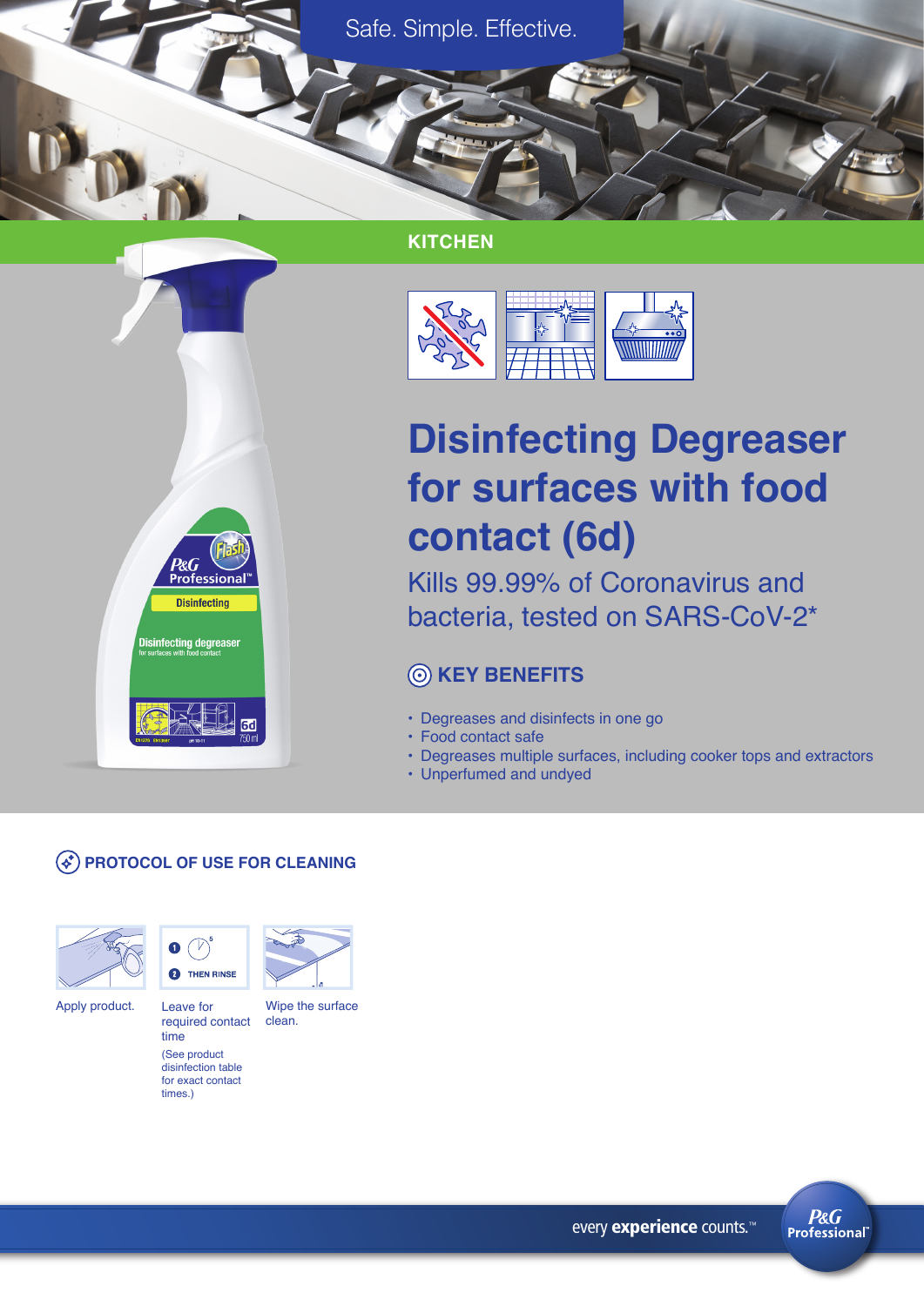Safe. Simple. Effective.

## KITCHEN

# Disinfecting Degreaser for surfaces with food contact (6d)

Kills 99.99% of Coronavirus and bacteria, tested on SARS-CoV-2*

### KEY BENEFITS

- Degreases and disinfects in one go
- Food contact safe
- Degreases multiple surfaces, including cooker tops and extractors
- Unperfumed and undyed

### PROTOCOL OF USE FOR CLEANING

Apply product.

1. 2. THEN RINSE

Leave for required contact time

(See product disinfection table for exact contact times.)

Wipe the surface clean.

every **experience** counts.™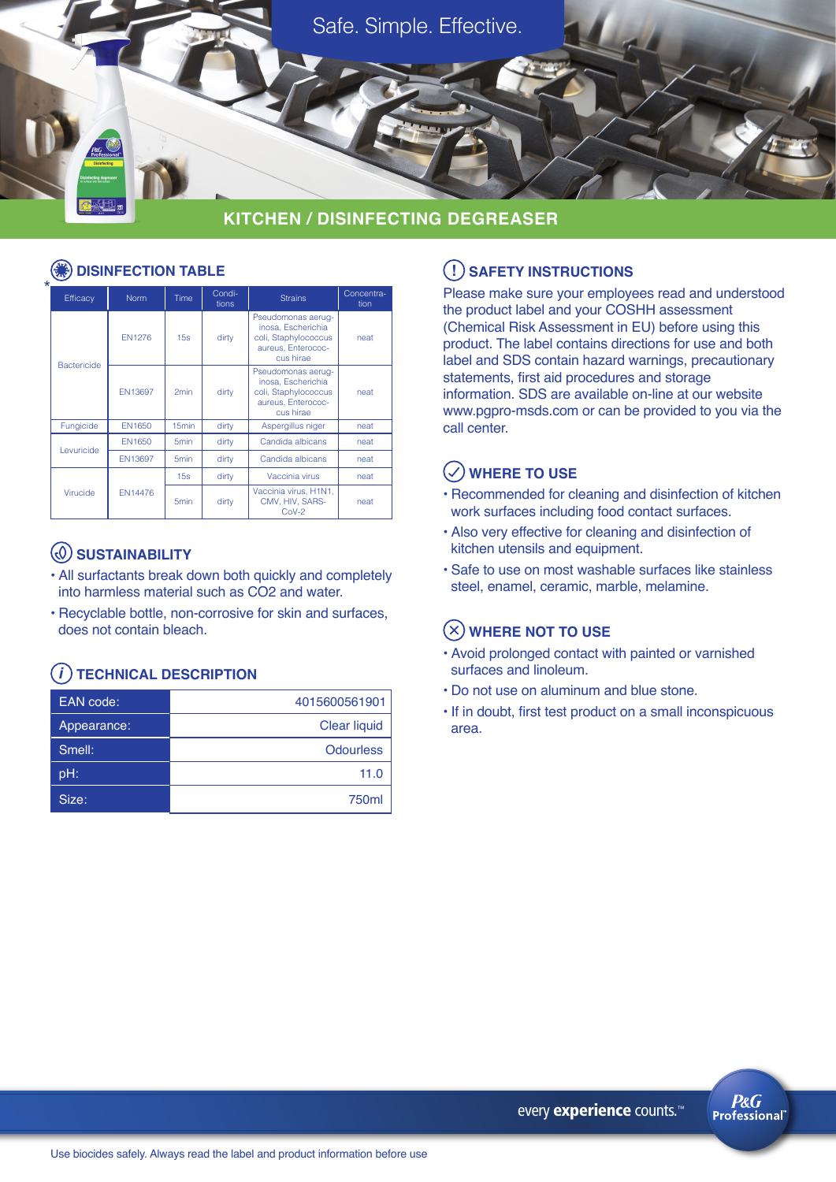Safe. Simple. Effective.

# KITCHEN / DISINFECTING DEGREASER

## DISINFECTION TABLE

*

| Efficacy | Norm | Time | Conditions | Strains | Concentration |
|---|---|---|---|---|---|
| Bactericide | EN1276 | 15s | dirty | Pseudomonas aeruginosa, Escherichia coli, Staphylococcus aureus, Enterococcus hirae | neat |
| | EN13697 | 2min | dirty | Pseudomonas aeruginosa, Escherichia coli, Staphylococcus aureus, Enterococcus hirae | neat |
| Fungicide | EN1650 | 15min | dirty | Aspergillus niger | neat |
| Levuricide | EN1650 | 5min | dirty | Candida albicans | neat |
| | EN13697 | 5min | dirty | Candida albicans | neat |
| Virucide | EN14476 | 15s | dirty | Vaccinia virus | neat |
| | | 5min | dirty | Vaccinia virus, H1N1, CMV, HIV, SARS-CoV-2 | neat |

## SUSTAINABILITY

- All surfactants break down both quickly and completely into harmless material such as $CO_2$ and water.
- Recyclable bottle, non-corrosive for skin and surfaces, does not contain bleach.

## TECHNICAL DESCRIPTION

| | |
|---|---|
| EAN code: | 4015600561901 |
| Appearance: | Clear liquid |
| Smell: | Odourless |
| pH: | 11.0 |
| Size: | 750ml |

## SAFETY INSTRUCTIONS

Please make sure your employees read and understood the product label and your COSHH assessment (Chemical Risk Assessment in EU) before using this product. The label contains directions for use and both label and SDS contain hazard warnings, precautionary statements, first aid procedures and storage information. SDS are available on-line at our website www.pgpro-msds.com or can be provided to you via the call center.

## WHERE TO USE

- Recommended for cleaning and disinfection of kitchen work surfaces including food contact surfaces.
- Also very effective for cleaning and disinfection of kitchen utensils and equipment.
- Safe to use on most washable surfaces like stainless steel, enamel, ceramic, marble, melamine.

## WHERE NOT TO USE

- Avoid prolonged contact with painted or varnished surfaces and linoleum.
- Do not use on aluminum and blue stone.
- If in doubt, first test product on a small inconspicuous area.

every **experience** counts.™

P&G Professional™

Use biocides safely. Always read the label and product information before use